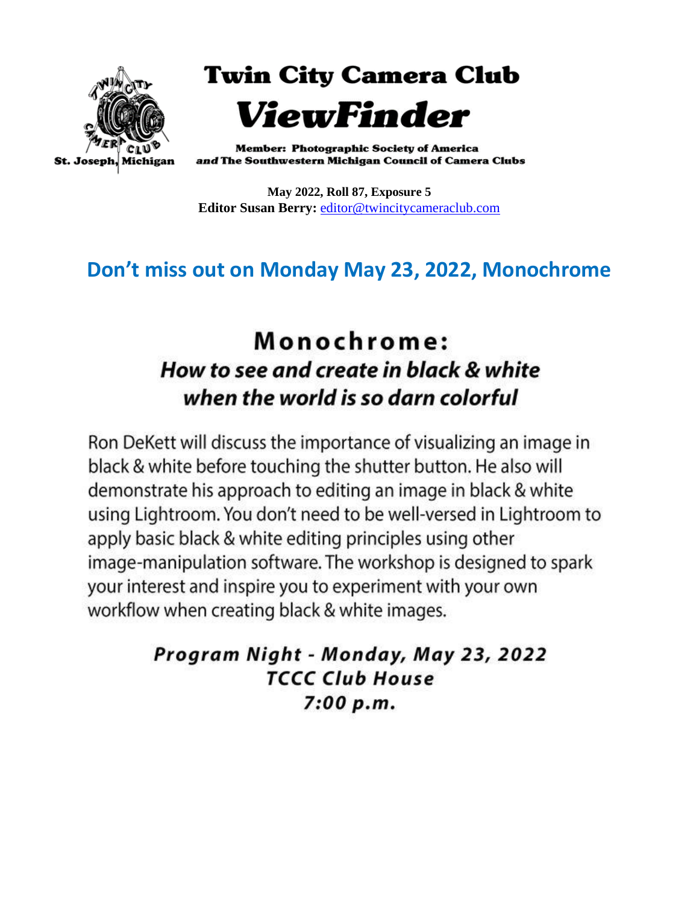# Twin City Camera Club

# *ViewFinder*

St. Joseph, Michigan

**Member: Photographic Society of America**
***and*** **The Southwestern Michigan Council of Camera Clubs**

**May 2022, Roll 87, Exposure 5**
**Editor Susan Berry:** editor@twincitycameraclub.com

## Don't miss out on Monday May 23, 2022, Monochrome

## Monochrome:

### *How to see and create in black & white when the world is so darn colorful*

Ron DeKett will discuss the importance of visualizing an image in black & white before touching the shutter button. He also will demonstrate his approach to editing an image in black & white using Lightroom. You don't need to be well-versed in Lightroom to apply basic black & white editing principles using other image-manipulation software. The workshop is designed to spark your interest and inspire you to experiment with your own workflow when creating black & white images.

***Program Night - Monday, May 23, 2022***
***TCCC Club House***
***7:00 p.m.***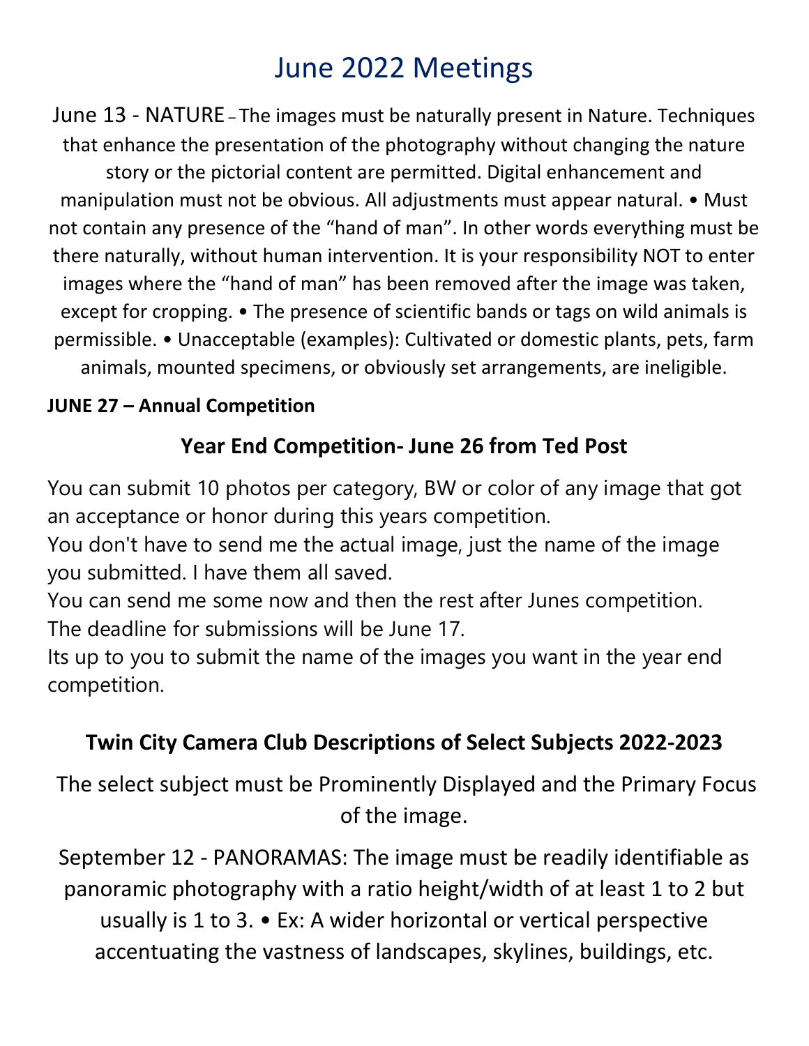# June 2022 Meetings

June 13 - NATURE – The images must be naturally present in Nature. Techniques that enhance the presentation of the photography without changing the nature story or the pictorial content are permitted. Digital enhancement and manipulation must not be obvious. All adjustments must appear natural. • Must not contain any presence of the "hand of man". In other words everything must be there naturally, without human intervention. It is your responsibility NOT to enter images where the "hand of man" has been removed after the image was taken, except for cropping. • The presence of scientific bands or tags on wild animals is permissible. • Unacceptable (examples): Cultivated or domestic plants, pets, farm animals, mounted specimens, or obviously set arrangements, are ineligible.

**JUNE 27 – Annual Competition**

## Year End Competition- June 26 from Ted Post

You can submit 10 photos per category, BW or color of any image that got an acceptance or honor during this years competition.
You don't have to send me the actual image, just the name of the image you submitted. I have them all saved.
You can send me some now and then the rest after Junes competition.
The deadline for submissions will be June 17.
Its up to you to submit the name of the images you want in the year end competition.

## Twin City Camera Club Descriptions of Select Subjects 2022-2023

The select subject must be Prominently Displayed and the Primary Focus of the image.

September 12 - PANORAMAS: The image must be readily identifiable as panoramic photography with a ratio height/width of at least 1 to 2 but usually is 1 to 3. • Ex: A wider horizontal or vertical perspective accentuating the vastness of landscapes, skylines, buildings, etc.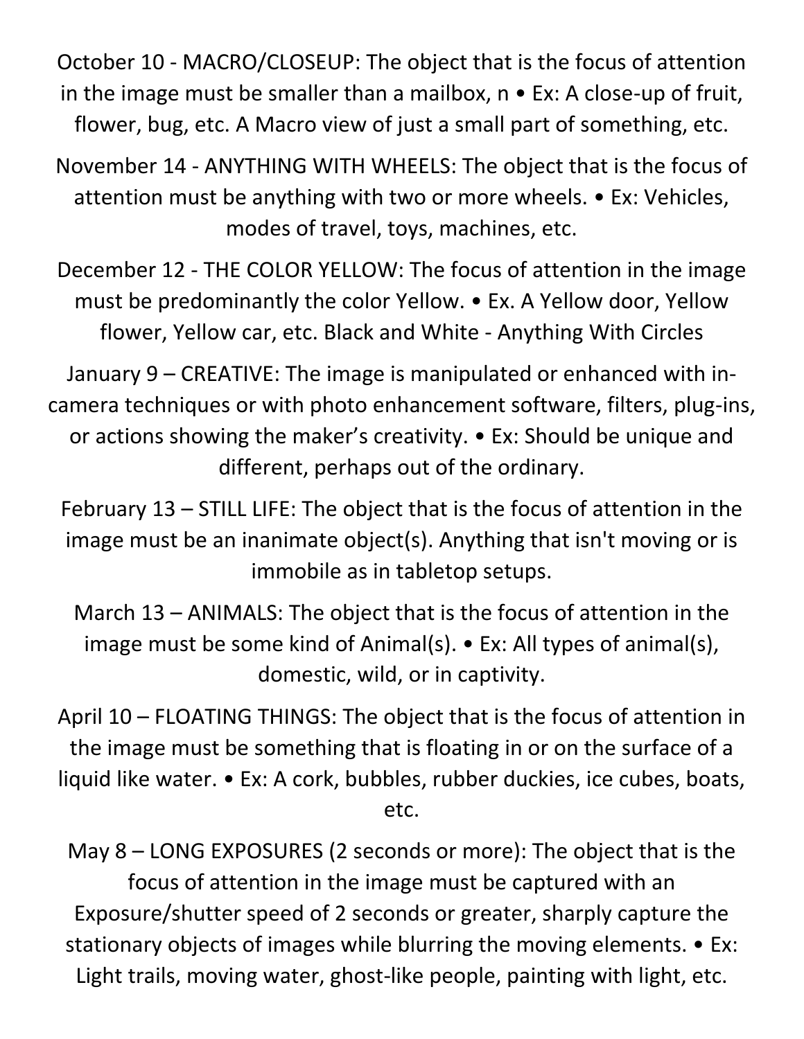October 10 - MACRO/CLOSEUP: The object that is the focus of attention in the image must be smaller than a mailbox, n • Ex: A close-up of fruit, flower, bug, etc. A Macro view of just a small part of something, etc.

November 14 - ANYTHING WITH WHEELS: The object that is the focus of attention must be anything with two or more wheels. • Ex: Vehicles, modes of travel, toys, machines, etc.

December 12 - THE COLOR YELLOW: The focus of attention in the image must be predominantly the color Yellow. • Ex. A Yellow door, Yellow flower, Yellow car, etc. Black and White - Anything With Circles

January 9 – CREATIVE: The image is manipulated or enhanced with in-camera techniques or with photo enhancement software, filters, plug-ins, or actions showing the maker's creativity. • Ex: Should be unique and different, perhaps out of the ordinary.

February 13 – STILL LIFE: The object that is the focus of attention in the image must be an inanimate object(s). Anything that isn't moving or is immobile as in tabletop setups.

March 13 – ANIMALS: The object that is the focus of attention in the image must be some kind of Animal(s). • Ex: All types of animal(s), domestic, wild, or in captivity.

April 10 – FLOATING THINGS: The object that is the focus of attention in the image must be something that is floating in or on the surface of a liquid like water. • Ex: A cork, bubbles, rubber duckies, ice cubes, boats, etc.

May 8 – LONG EXPOSURES (2 seconds or more): The object that is the focus of attention in the image must be captured with an Exposure/shutter speed of 2 seconds or greater, sharply capture the stationary objects of images while blurring the moving elements. • Ex: Light trails, moving water, ghost-like people, painting with light, etc.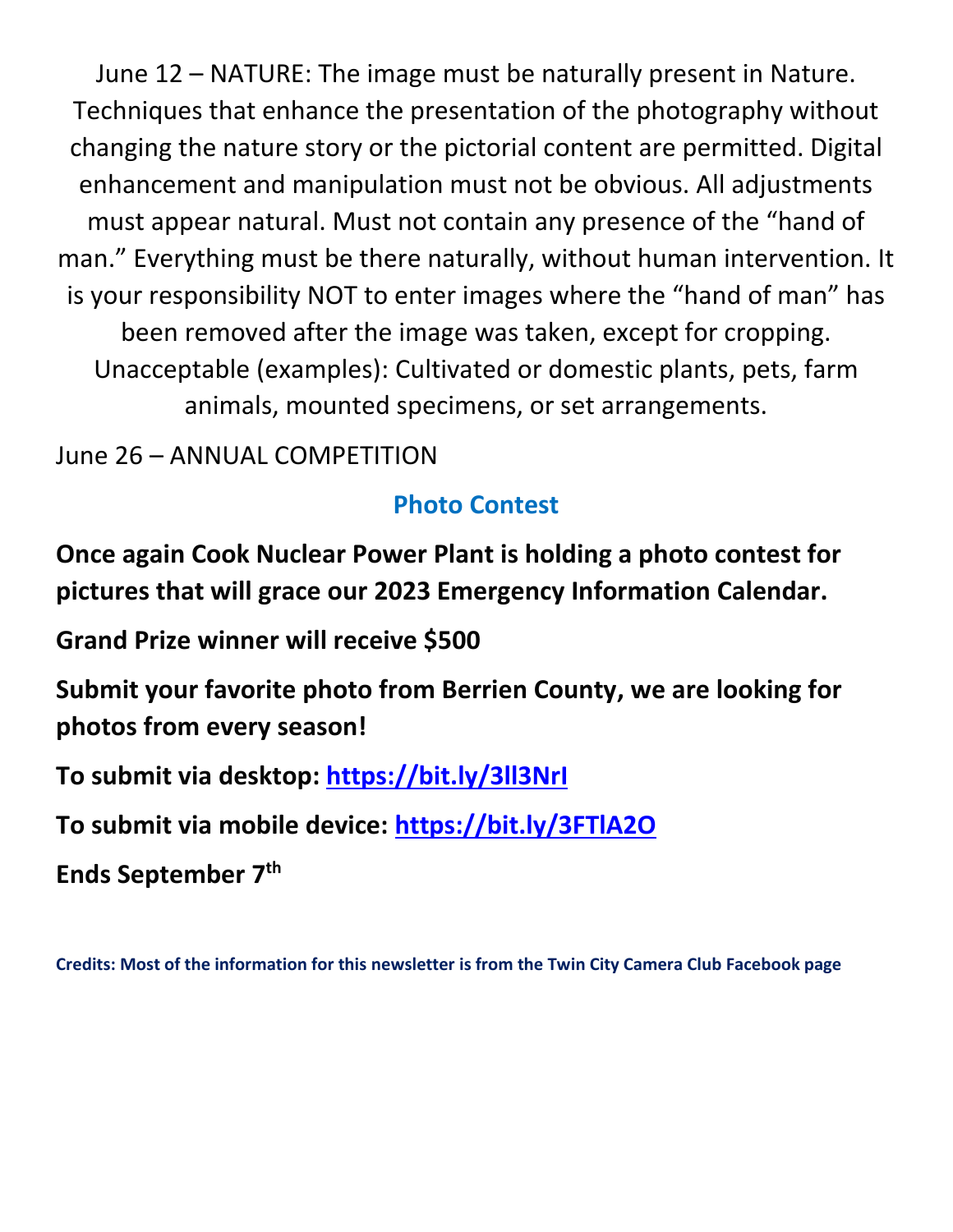June 12 – NATURE: The image must be naturally present in Nature. Techniques that enhance the presentation of the photography without changing the nature story or the pictorial content are permitted. Digital enhancement and manipulation must not be obvious. All adjustments must appear natural. Must not contain any presence of the "hand of man." Everything must be there naturally, without human intervention. It is your responsibility NOT to enter images where the "hand of man" has been removed after the image was taken, except for cropping. Unacceptable (examples): Cultivated or domestic plants, pets, farm animals, mounted specimens, or set arrangements.

June 26 – ANNUAL COMPETITION

## Photo Contest

**Once again Cook Nuclear Power Plant is holding a photo contest for pictures that will grace our 2023 Emergency Information Calendar.**

**Grand Prize winner will receive $500**

**Submit your favorite photo from Berrien County, we are looking for photos from every season!**

**To submit via desktop: https://bit.ly/3ll3NrI**

**To submit via mobile device: https://bit.ly/3FTlA2O**

**Ends September 7th**

**Credits: Most of the information for this newsletter is from the Twin City Camera Club Facebook page**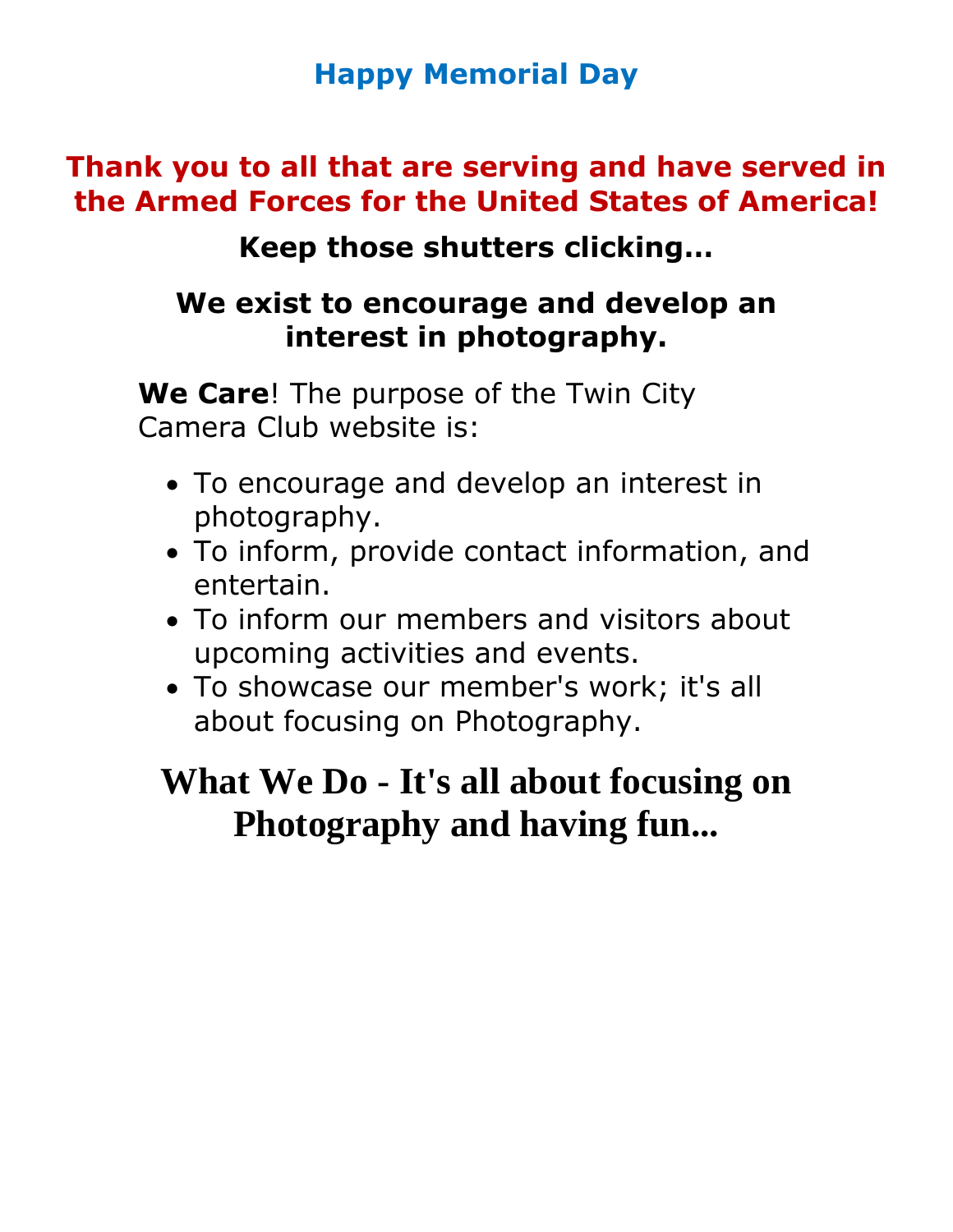## Happy Memorial Day

**Thank you to all that are serving and have served in the Armed Forces for the United States of America!**

**Keep those shutters clicking...**

**We exist to encourage and develop an interest in photography.**

**We Care**! The purpose of the Twin City Camera Club website is:

- To encourage and develop an interest in photography.
- To inform, provide contact information, and entertain.
- To inform our members and visitors about upcoming activities and events.
- To showcase our member's work; it's all about focusing on Photography.

## What We Do - It's all about focusing on Photography and having fun...